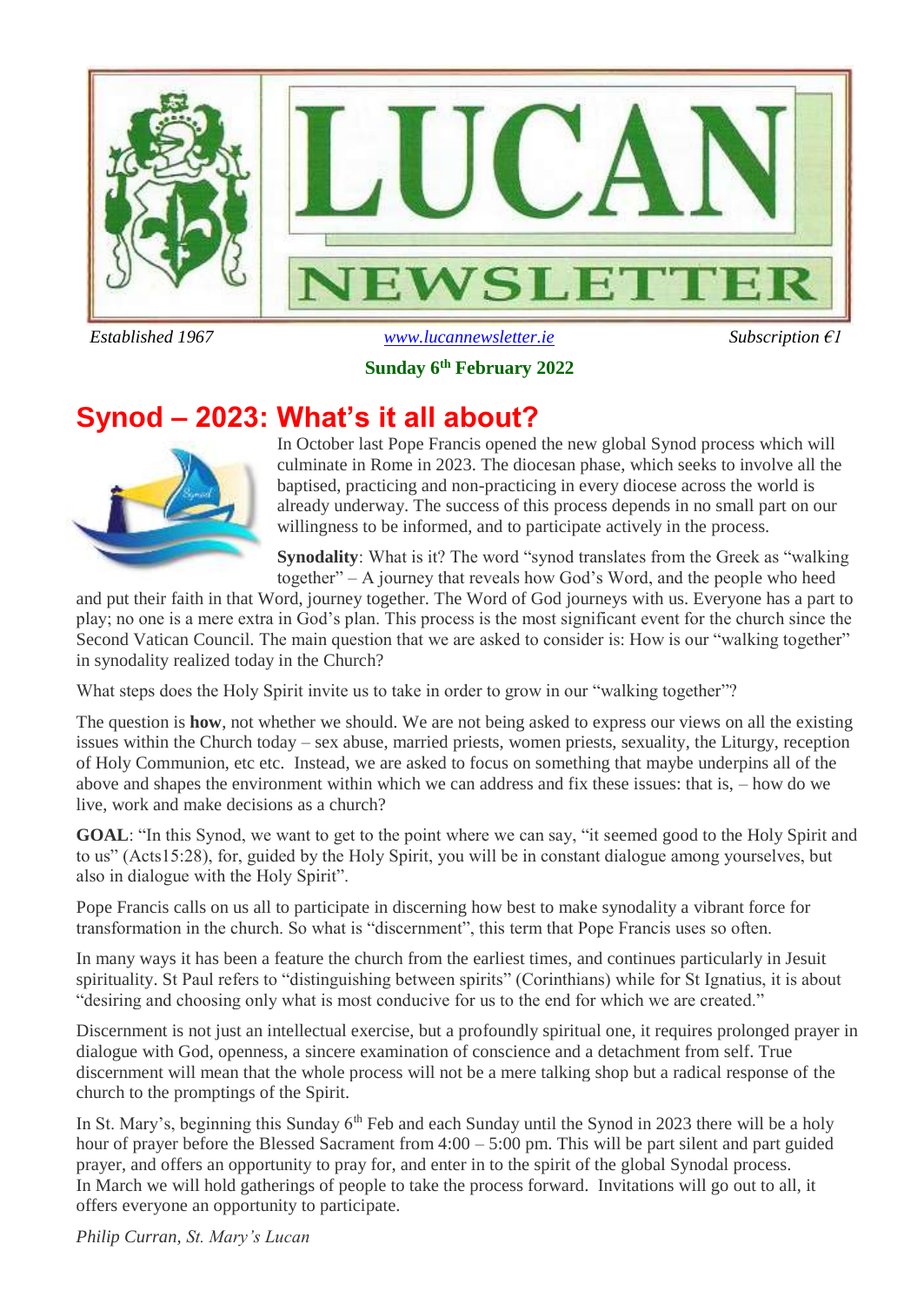# LUCAN NEWSLETTER

*Established 1967* www.lucannewsletter.ie *Subscription €1*

**Sunday 6th February 2022**

## Synod – 2023: What's it all about?

In October last Pope Francis opened the new global Synod process which will culminate in Rome in 2023. The diocesan phase, which seeks to involve all the baptised, practicing and non-practicing in every diocese across the world is already underway. The success of this process depends in no small part on our willingness to be informed, and to participate actively in the process.

**Synodality**: What is it? The word "synod translates from the Greek as "walking together" – A journey that reveals how God's Word, and the people who heed and put their faith in that Word, journey together. The Word of God journeys with us. Everyone has a part to play; no one is a mere extra in God's plan. This process is the most significant event for the church since the Second Vatican Council. The main question that we are asked to consider is: How is our "walking together" in synodality realized today in the Church?

What steps does the Holy Spirit invite us to take in order to grow in our "walking together"?

The question is **how**, not whether we should. We are not being asked to express our views on all the existing issues within the Church today – sex abuse, married priests, women priests, sexuality, the Liturgy, reception of Holy Communion, etc etc. Instead, we are asked to focus on something that maybe underpins all of the above and shapes the environment within which we can address and fix these issues: that is, – how do we live, work and make decisions as a church?

**GOAL**: "In this Synod, we want to get to the point where we can say, "it seemed good to the Holy Spirit and to us" (Acts15:28), for, guided by the Holy Spirit, you will be in constant dialogue among yourselves, but also in dialogue with the Holy Spirit".

Pope Francis calls on us all to participate in discerning how best to make synodality a vibrant force for transformation in the church. So what is "discernment", this term that Pope Francis uses so often.

In many ways it has been a feature the church from the earliest times, and continues particularly in Jesuit spirituality. St Paul refers to "distinguishing between spirits" (Corinthians) while for St Ignatius, it is about "desiring and choosing only what is most conducive for us to the end for which we are created."

Discernment is not just an intellectual exercise, but a profoundly spiritual one, it requires prolonged prayer in dialogue with God, openness, a sincere examination of conscience and a detachment from self. True discernment will mean that the whole process will not be a mere talking shop but a radical response of the church to the promptings of the Spirit.

In St. Mary's, beginning this Sunday 6th Feb and each Sunday until the Synod in 2023 there will be a holy hour of prayer before the Blessed Sacrament from 4:00 – 5:00 pm. This will be part silent and part guided prayer, and offers an opportunity to pray for, and enter in to the spirit of the global Synodal process.
In March we will hold gatherings of people to take the process forward. Invitations will go out to all, it offers everyone an opportunity to participate.

*Philip Curran, St. Mary's Lucan*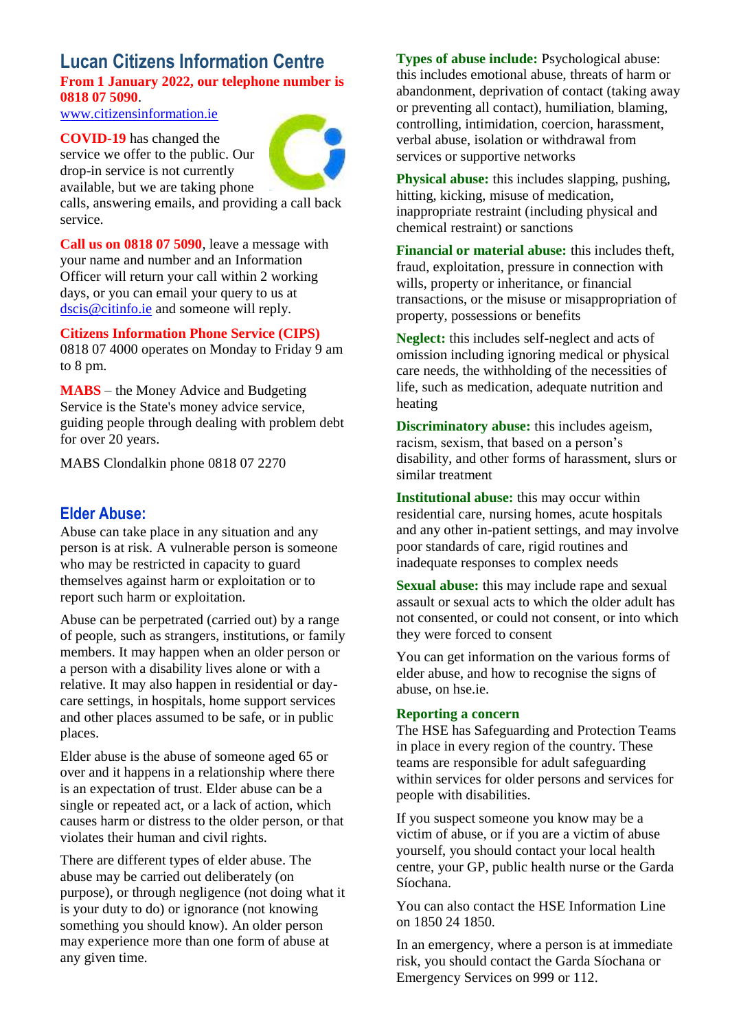## Lucan Citizens Information Centre

**From 1 January 2022, our telephone number is 0818 07 5090**.

www.citizensinformation.ie

**COVID-19** has changed the service we offer to the public. Our drop-in service is not currently available, but we are taking phone calls, answering emails, and providing a call back service.

**Call us on 0818 07 5090**, leave a message with your name and number and an Information Officer will return your call within 2 working days, or you can email your query to us at dscis@citinfo.ie and someone will reply.

**Citizens Information Phone Service (CIPS)** 0818 07 4000 operates on Monday to Friday 9 am to 8 pm.

**MABS** – the Money Advice and Budgeting Service is the State's money advice service, guiding people through dealing with problem debt for over 20 years.

MABS Clondalkin phone 0818 07 2270

## Elder Abuse:

Abuse can take place in any situation and any person is at risk. A vulnerable person is someone who may be restricted in capacity to guard themselves against harm or exploitation or to report such harm or exploitation.

Abuse can be perpetrated (carried out) by a range of people, such as strangers, institutions, or family members. It may happen when an older person or a person with a disability lives alone or with a relative. It may also happen in residential or day-care settings, in hospitals, home support services and other places assumed to be safe, or in public places.

Elder abuse is the abuse of someone aged 65 or over and it happens in a relationship where there is an expectation of trust. Elder abuse can be a single or repeated act, or a lack of action, which causes harm or distress to the older person, or that violates their human and civil rights.

There are different types of elder abuse. The abuse may be carried out deliberately (on purpose), or through negligence (not doing what it is your duty to do) or ignorance (not knowing something you should know). An older person may experience more than one form of abuse at any given time.

**Types of abuse include:** Psychological abuse: this includes emotional abuse, threats of harm or abandonment, deprivation of contact (taking away or preventing all contact), humiliation, blaming, controlling, intimidation, coercion, harassment, verbal abuse, isolation or withdrawal from services or supportive networks

**Physical abuse:** this includes slapping, pushing, hitting, kicking, misuse of medication, inappropriate restraint (including physical and chemical restraint) or sanctions

**Financial or material abuse:** this includes theft, fraud, exploitation, pressure in connection with wills, property or inheritance, or financial transactions, or the misuse or misappropriation of property, possessions or benefits

**Neglect:** this includes self-neglect and acts of omission including ignoring medical or physical care needs, the withholding of the necessities of life, such as medication, adequate nutrition and heating

**Discriminatory abuse:** this includes ageism, racism, sexism, that based on a person's disability, and other forms of harassment, slurs or similar treatment

**Institutional abuse:** this may occur within residential care, nursing homes, acute hospitals and any other in-patient settings, and may involve poor standards of care, rigid routines and inadequate responses to complex needs

**Sexual abuse:** this may include rape and sexual assault or sexual acts to which the older adult has not consented, or could not consent, or into which they were forced to consent

You can get information on the various forms of elder abuse, and how to recognise the signs of abuse, on hse.ie.

### Reporting a concern

The HSE has Safeguarding and Protection Teams in place in every region of the country. These teams are responsible for adult safeguarding within services for older persons and services for people with disabilities.

If you suspect someone you know may be a victim of abuse, or if you are a victim of abuse yourself, you should contact your local health centre, your GP, public health nurse or the Garda Síochana.

You can also contact the HSE Information Line on 1850 24 1850.

In an emergency, where a person is at immediate risk, you should contact the Garda Síochana or Emergency Services on 999 or 112.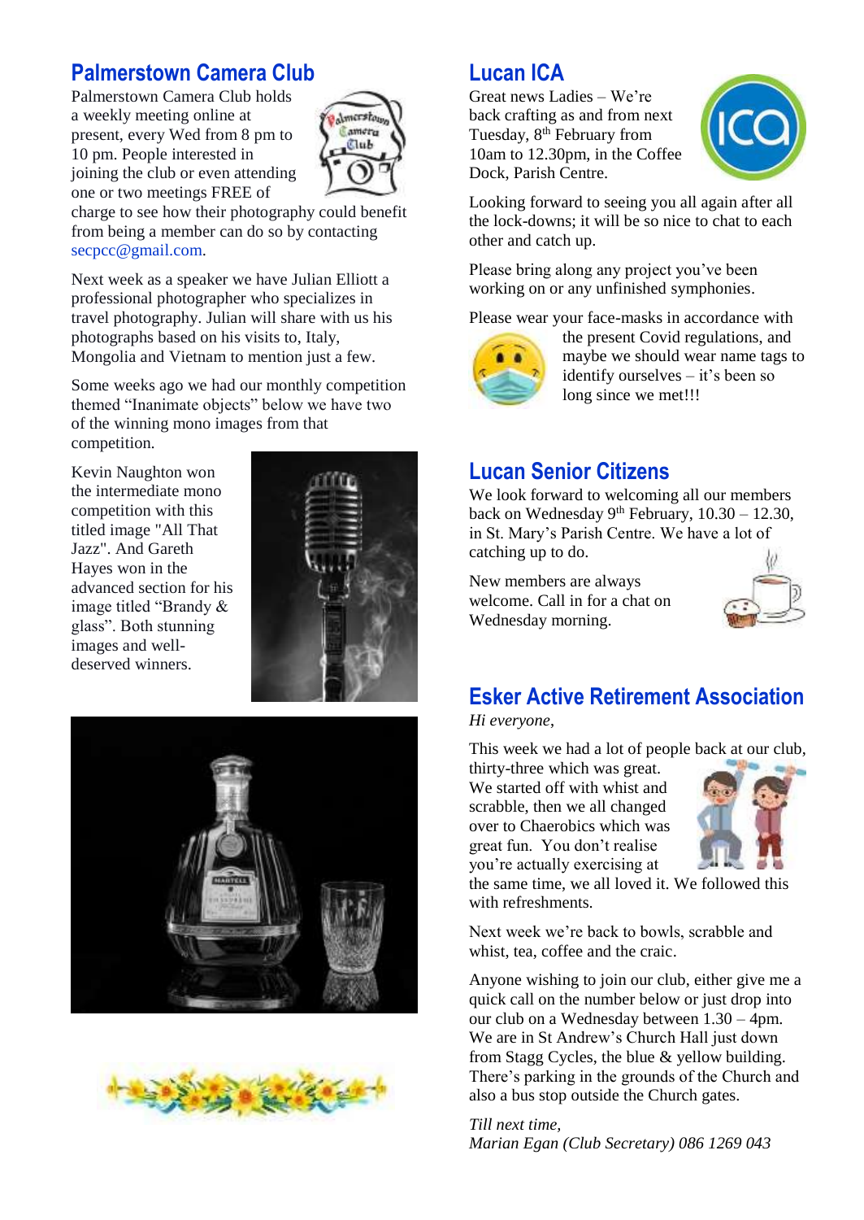## Palmerstown Camera Club

Palmerstown Camera Club holds a weekly meeting online at present, every Wed from 8 pm to 10 pm. People interested in joining the club or even attending one or two meetings FREE of charge to see how their photography could benefit from being a member can do so by contacting secpcc@gmail.com.

Next week as a speaker we have Julian Elliott a professional photographer who specializes in travel photography. Julian will share with us his photographs based on his visits to, Italy, Mongolia and Vietnam to mention just a few.

Some weeks ago we had our monthly competition themed "Inanimate objects" below we have two of the winning mono images from that competition.

Kevin Naughton won the intermediate mono competition with this titled image "All That Jazz". And Gareth Hayes won in the advanced section for his image titled "Brandy & glass". Both stunning images and well-deserved winners.

## Lucan ICA

Great news Ladies – We're back crafting as and from next Tuesday, 8th February from 10am to 12.30pm, in the Coffee Dock, Parish Centre.

Looking forward to seeing you all again after all the lock-downs; it will be so nice to chat to each other and catch up.

Please bring along any project you've been working on or any unfinished symphonies.

Please wear your face-masks in accordance with the present Covid regulations, and maybe we should wear name tags to identify ourselves – it's been so long since we met!!!

## Lucan Senior Citizens

We look forward to welcoming all our members back on Wednesday 9th February, 10.30 – 12.30, in St. Mary's Parish Centre. We have a lot of catching up to do.

New members are always welcome. Call in for a chat on Wednesday morning.

## Esker Active Retirement Association

*Hi everyone,*

This week we had a lot of people back at our club, thirty-three which was great. We started off with whist and scrabble, then we all changed over to Chaerobics which was great fun. You don't realise you're actually exercising at the same time, we all loved it. We followed this with refreshments.

Next week we're back to bowls, scrabble and whist, tea, coffee and the craic.

Anyone wishing to join our club, either give me a quick call on the number below or just drop into our club on a Wednesday between 1.30 – 4pm. We are in St Andrew's Church Hall just down from Stagg Cycles, the blue & yellow building. There's parking in the grounds of the Church and also a bus stop outside the Church gates.

*Till next time,*
*Marian Egan (Club Secretary) 086 1269 043*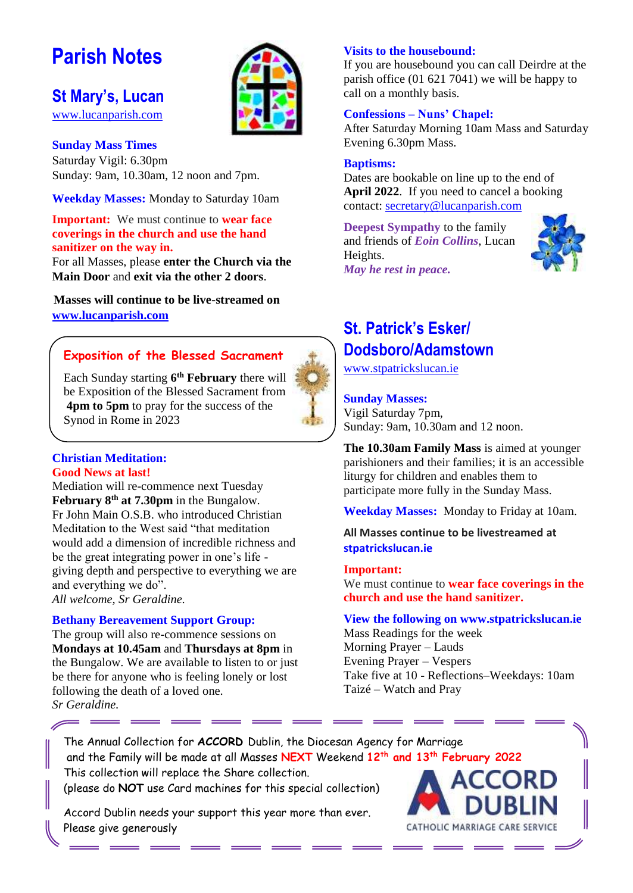# Parish Notes

## St Mary's, Lucan

www.lucanparish.com

### Sunday Mass Times

Saturday Vigil: 6.30pm
Sunday: 9am, 10.30am, 12 noon and 7pm.

**Weekday Masses:** Monday to Saturday 10am

**Important:** We must continue to **wear face coverings in the church and use the hand sanitizer on the way in.**
For all Masses, please **enter the Church via the Main Door** and **exit via the other 2 doors**.

**Masses will continue to be live-streamed on www.lucanparish.com**

### Exposition of the Blessed Sacrament

Each Sunday starting **6th February** there will be Exposition of the Blessed Sacrament from **4pm to 5pm** to pray for the success of the Synod in Rome in 2023

### Christian Meditation:

**Good News at last!**
Mediation will re-commence next Tuesday **February 8th at 7.30pm** in the Bungalow.
Fr John Main O.S.B. who introduced Christian Meditation to the West said "that meditation would add a dimension of incredible richness and be the great integrating power in one's life - giving depth and perspective to everything we are and everything we do".
*All welcome, Sr Geraldine.*

### Bethany Bereavement Support Group:

The group will also re-commence sessions on **Mondays at 10.45am** and **Thursdays at 8pm** in the Bungalow. We are available to listen to or just be there for anyone who is feeling lonely or lost following the death of a loved one.
*Sr Geraldine.*

### Visits to the housebound:

If you are housebound you can call Deirdre at the parish office (01 621 7041) we will be happy to call on a monthly basis.

### Confessions – Nuns' Chapel:

After Saturday Morning 10am Mass and Saturday Evening 6.30pm Mass.

### Baptisms:

Dates are bookable on line up to the end of **April 2022**. If you need to cancel a booking contact: secretary@lucanparish.com

**Deepest Sympathy** to the family and friends of ***Eoin Collins***, Lucan Heights.
***May he rest in peace.***

## St. Patrick's Esker/ Dodsboro/Adamstown

www.stpatrickslucan.ie

### Sunday Masses:

Vigil Saturday 7pm,
Sunday: 9am, 10.30am and 12 noon.

**The 10.30am Family Mass** is aimed at younger parishioners and their families; it is an accessible liturgy for children and enables them to participate more fully in the Sunday Mass.

**Weekday Masses:** Monday to Friday at 10am.

**All Masses continue to be livestreamed at stpatrickslucan.ie**

**Important:**
We must continue to **wear face coverings in the church and use the hand sanitizer.**

### View the following on www.stpatrickslucan.ie

Mass Readings for the week
Morning Prayer – Lauds
Evening Prayer – Vespers
Take five at 10 - Reflections–Weekdays: 10am
Taizé – Watch and Pray

---

The Annual Collection for **ACCORD** Dublin, the Diocesan Agency for Marriage and the Family will be made at all Masses **NEXT** Weekend **12th and 13th February 2022**
This collection will replace the Share collection.
(please do **NOT** use Card machines for this special collection)

Accord Dublin needs your support this year more than ever.
Please give generously

ACCORD DUBLIN
CATHOLIC MARRIAGE CARE SERVICE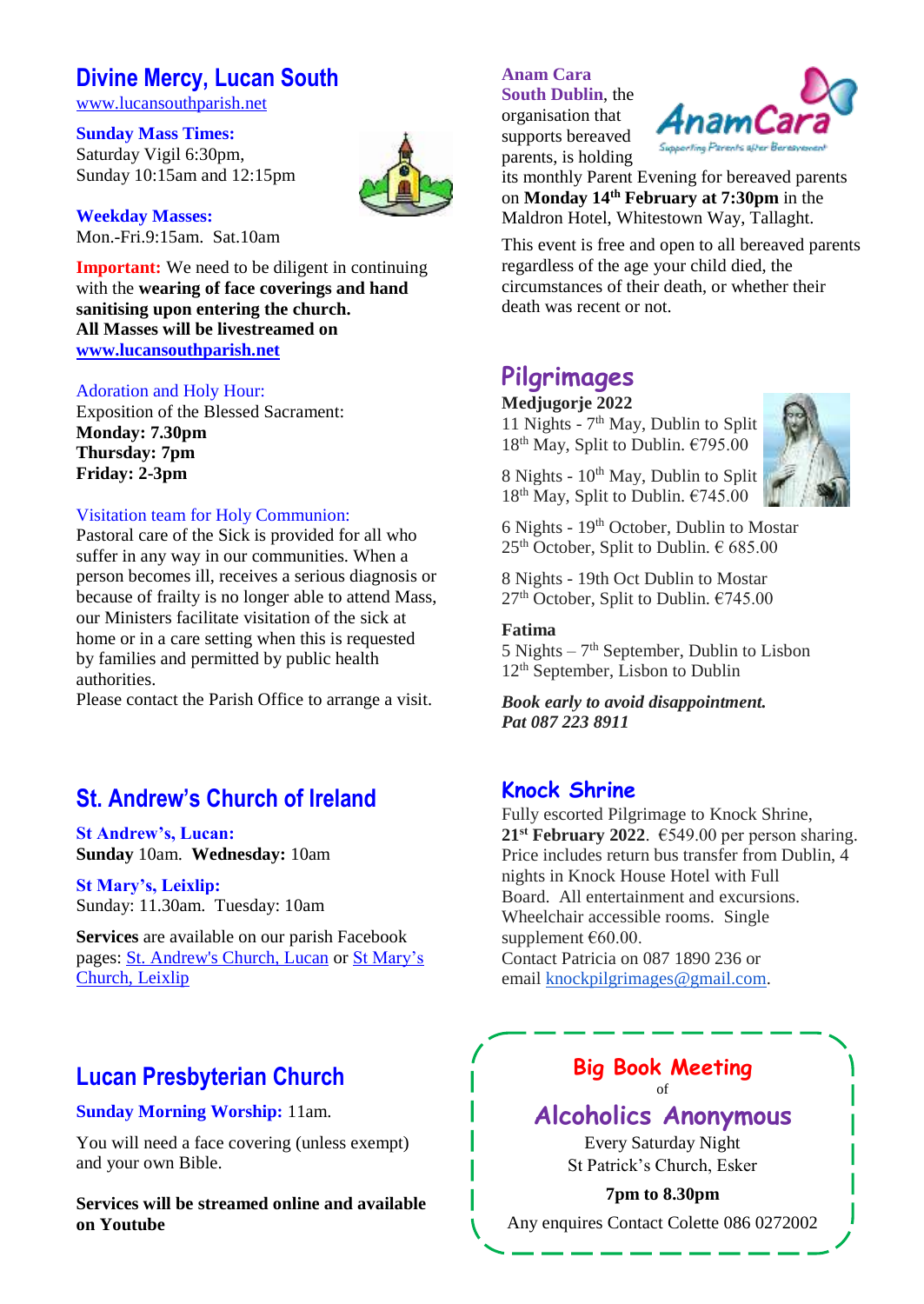## Divine Mercy, Lucan South

www.lucansouthparish.net

**Sunday Mass Times:**
Saturday Vigil 6:30pm,
Sunday 10:15am and 12:15pm

**Weekday Masses:**
Mon.-Fri.9:15am. Sat.10am

**Important:** We need to be diligent in continuing with the **wearing of face coverings and hand sanitising upon entering the church.**
**All Masses will be livestreamed on www.lucansouthparish.net**

Adoration and Holy Hour:
Exposition of the Blessed Sacrament:
**Monday: 7.30pm**
**Thursday: 7pm**
**Friday: 2-3pm**

Visitation team for Holy Communion:
Pastoral care of the Sick is provided for all who suffer in any way in our communities. When a person becomes ill, receives a serious diagnosis or because of frailty is no longer able to attend Mass, our Ministers facilitate visitation of the sick at home or in a care setting when this is requested by families and permitted by public health authorities.
Please contact the Parish Office to arrange a visit.

## St. Andrew's Church of Ireland

**St Andrew's, Lucan:**
**Sunday** 10am. **Wednesday:** 10am

**St Mary's, Leixlip:**
Sunday: 11.30am. Tuesday: 10am

**Services** are available on our parish Facebook pages: St. Andrew's Church, Lucan or St Mary's Church, Leixlip

## Lucan Presbyterian Church

**Sunday Morning Worship:** 11am.

You will need a face covering (unless exempt) and your own Bible.

**Services will be streamed online and available on Youtube**

**Anam Cara South Dublin**, the organisation that supports bereaved parents, is holding its monthly Parent Evening for bereaved parents on **Monday 14th February at 7:30pm** in the Maldron Hotel, Whitestown Way, Tallaght.

This event is free and open to all bereaved parents regardless of the age your child died, the circumstances of their death, or whether their death was recent or not.

## Pilgrimages

**Medjugorje 2022**
11 Nights - 7th May, Dublin to Split
18th May, Split to Dublin. €795.00

8 Nights - 10th May, Dublin to Split
18th May, Split to Dublin. €745.00

6 Nights - 19th October, Dublin to Mostar
25th October, Split to Dublin. € 685.00

8 Nights - 19th Oct Dublin to Mostar
27th October, Split to Dublin. €745.00

**Fatima**
5 Nights – 7th September, Dublin to Lisbon
12th September, Lisbon to Dublin

***Book early to avoid disappointment.***
***Pat 087 223 8911***

## Knock Shrine

Fully escorted Pilgrimage to Knock Shrine, **21st February 2022**. €549.00 per person sharing. Price includes return bus transfer from Dublin, 4 nights in Knock House Hotel with Full Board. All entertainment and excursions. Wheelchair accessible rooms. Single supplement €60.00.
Contact Patricia on 087 1890 236 or email knockpilgrimages@gmail.com.

**Big Book Meeting**
of
**Alcoholics Anonymous**
Every Saturday Night
St Patrick's Church, Esker
**7pm to 8.30pm**
Any enquires Contact Colette 086 0272002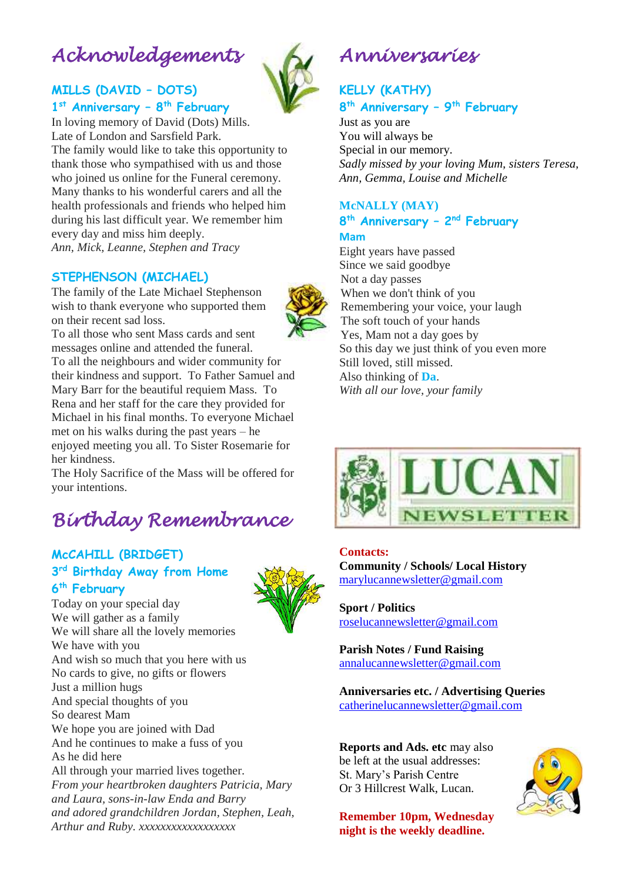# Acknowledgements

## MILLS (DAVID – DOTS)

### 1st Anniversary – 8th February

In loving memory of David (Dots) Mills.
Late of London and Sarsfield Park.
The family would like to take this opportunity to thank those who sympathised with us and those who joined us online for the Funeral ceremony. Many thanks to his wonderful carers and all the health professionals and friends who helped him during his last difficult year. We remember him every day and miss him deeply.
*Ann, Mick, Leanne, Stephen and Tracy*

## STEPHENSON (MICHAEL)

The family of the Late Michael Stephenson wish to thank everyone who supported them on their recent sad loss.
To all those who sent Mass cards and sent messages online and attended the funeral.
To all the neighbours and wider community for their kindness and support. To Father Samuel and Mary Barr for the beautiful requiem Mass. To Rena and her staff for the care they provided for Michael in his final months. To everyone Michael met on his walks during the past years – he enjoyed meeting you all. To Sister Rosemarie for her kindness.
The Holy Sacrifice of the Mass will be offered for your intentions.

# Birthday Remembrance

## McCAHILL (BRIDGET)

### 3rd Birthday Away from Home 6th February

Today on your special day
We will gather as a family
We will share all the lovely memories
We have with you
And wish so much that you here with us
No cards to give, no gifts or flowers
Just a million hugs
And special thoughts of you
So dearest Mam
We hope you are joined with Dad
And he continues to make a fuss of you
As he did here
All through your married lives together.
*From your heartbroken daughters Patricia, Mary and Laura, sons-in-law Enda and Barry and adored grandchildren Jordan, Stephen, Leah, Arthur and Ruby. xxxxxxxxxxxxxxxxxx*

# Anniversaries

## KELLY (KATHY)

### 8th Anniversary – 9th February

Just as you are
You will always be
Special in our memory.
*Sadly missed by your loving Mum, sisters Teresa, Ann, Gemma, Louise and Michelle*

## McNALLY (MAY)

### 8th Anniversary – 2nd February

**Mam**

Eight years have passed
Since we said goodbye
Not a day passes
When we don't think of you
Remembering your voice, your laugh
The soft touch of your hands
Yes, Mam not a day goes by
So this day we just think of you even more
Still loved, still missed.
Also thinking of **Da**.
*With all our love, your family*

LUCAN NEWSLETTER

**Contacts:**

**Community / Schools/ Local History**
marylucannewsletter@gmail.com

**Sport / Politics**
roselucannewsletter@gmail.com

**Parish Notes / Fund Raising**
annalucannewsletter@gmail.com

**Anniversaries etc. / Advertising Queries**
catherinelucannewsletter@gmail.com

**Reports and Ads. etc** may also be left at the usual addresses:
St. Mary's Parish Centre
Or 3 Hillcrest Walk, Lucan.

**Remember 10pm, Wednesday night is the weekly deadline.**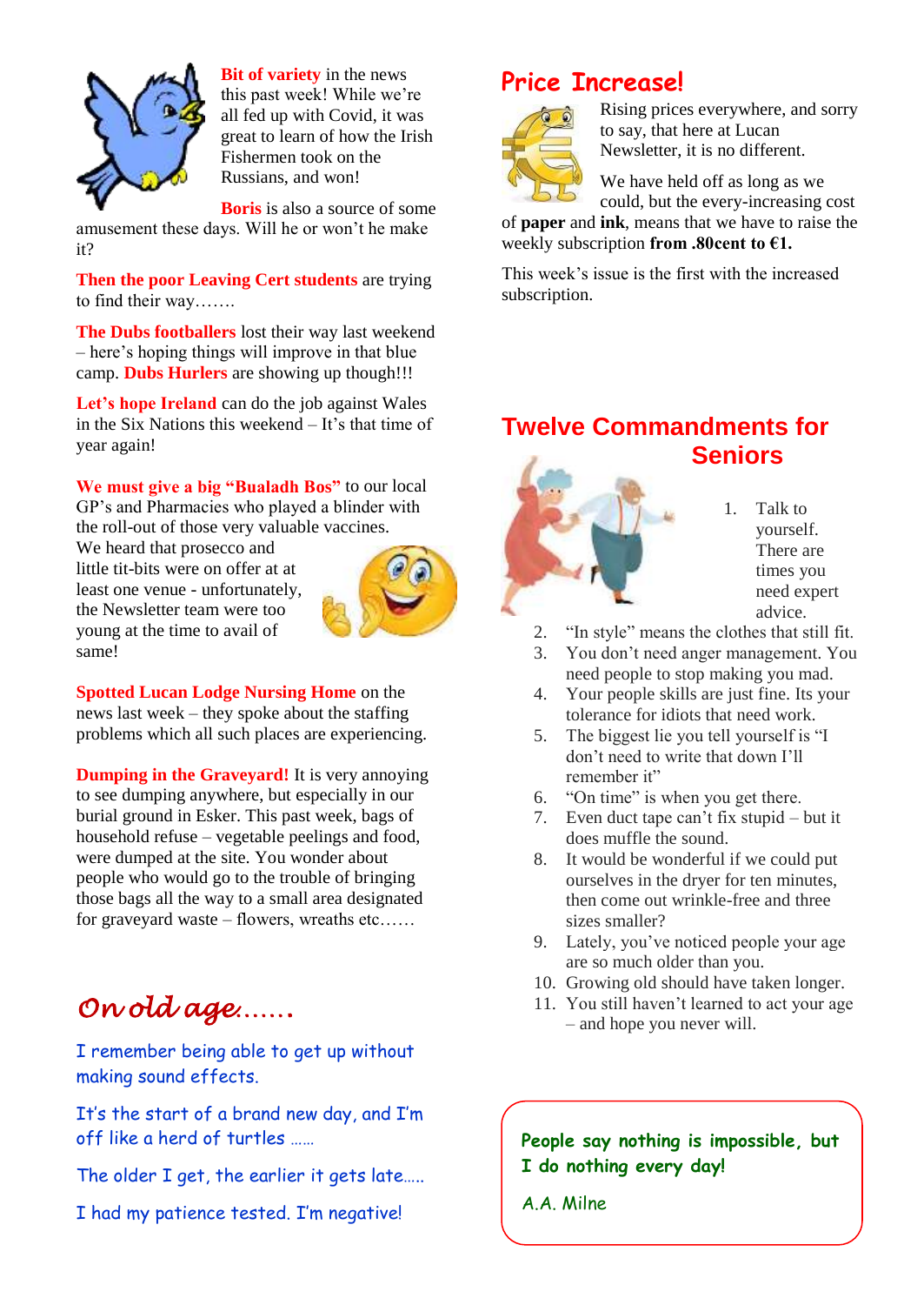**Bit of variety** in the news this past week! While we're all fed up with Covid, it was great to learn of how the Irish Fishermen took on the Russians, and won!

**Boris** is also a source of some amusement these days. Will he or won't he make it?

**Then the poor Leaving Cert students** are trying to find their way…….

**The Dubs footballers** lost their way last weekend – here's hoping things will improve in that blue camp. **Dubs Hurlers** are showing up though!!!

**Let's hope Ireland** can do the job against Wales in the Six Nations this weekend – It's that time of year again!

**We must give a big "Bualadh Bos"** to our local GP's and Pharmacies who played a blinder with the roll-out of those very valuable vaccines. We heard that prosecco and little tit-bits were on offer at at least one venue - unfortunately, the Newsletter team were too young at the time to avail of same!

**Spotted Lucan Lodge Nursing Home** on the news last week – they spoke about the staffing problems which all such places are experiencing.

**Dumping in the Graveyard!** It is very annoying to see dumping anywhere, but especially in our burial ground in Esker. This past week, bags of household refuse – vegetable peelings and food, were dumped at the site. You wonder about people who would go to the trouble of bringing those bags all the way to a small area designated for graveyard waste – flowers, wreaths etc……

## On old age……

I remember being able to get up without making sound effects.

It's the start of a brand new day, and I'm off like a herd of turtles ……

The older I get, the earlier it gets late…..

I had my patience tested. I'm negative!

## Price Increase!

Rising prices everywhere, and sorry to say, that here at Lucan Newsletter, it is no different.

We have held off as long as we could, but the every-increasing cost of **paper** and **ink**, means that we have to raise the weekly subscription **from .80cent to €1.**

This week's issue is the first with the increased subscription.

## Twelve Commandments for Seniors

1. Talk to yourself. There are times you need expert advice.
2. "In style" means the clothes that still fit.
3. You don't need anger management. You need people to stop making you mad.
4. Your people skills are just fine. Its your tolerance for idiots that need work.
5. The biggest lie you tell yourself is "I don't need to write that down I'll remember it"
6. "On time" is when you get there.
7. Even duct tape can't fix stupid – but it does muffle the sound.
8. It would be wonderful if we could put ourselves in the dryer for ten minutes, then come out wrinkle-free and three sizes smaller?
9. Lately, you've noticed people your age are so much older than you.
10. Growing old should have taken longer.
11. You still haven't learned to act your age – and hope you never will.

**People say nothing is impossible, but I do nothing every day!**

A.A. Milne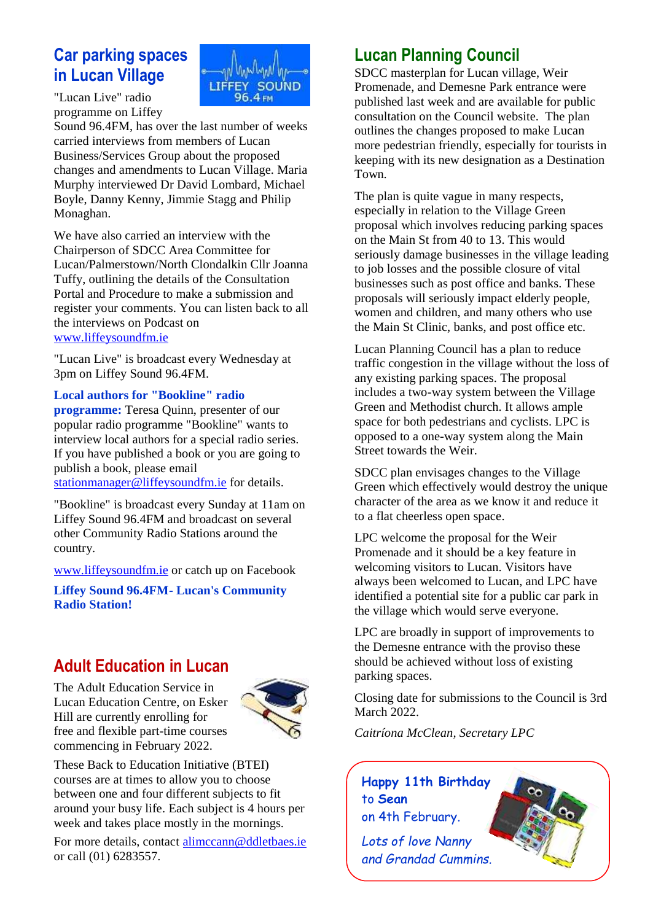## Car parking spaces in Lucan Village

"Lucan Live" radio programme on Liffey Sound 96.4FM, has over the last number of weeks carried interviews from members of Lucan Business/Services Group about the proposed changes and amendments to Lucan Village. Maria Murphy interviewed Dr David Lombard, Michael Boyle, Danny Kenny, Jimmie Stagg and Philip Monaghan.

We have also carried an interview with the Chairperson of SDCC Area Committee for Lucan/Palmerstown/North Clondalkin Cllr Joanna Tuffy, outlining the details of the Consultation Portal and Procedure to make a submission and register your comments. You can listen back to all the interviews on Podcast on www.liffeysoundfm.ie

"Lucan Live" is broadcast every Wednesday at 3pm on Liffey Sound 96.4FM.

**Local authors for "Bookline" radio programme:** Teresa Quinn, presenter of our popular radio programme "Bookline" wants to interview local authors for a special radio series. If you have published a book or you are going to publish a book, please email stationmanager@liffeysoundfm.ie for details.

"Bookline" is broadcast every Sunday at 11am on Liffey Sound 96.4FM and broadcast on several other Community Radio Stations around the country.

www.liffeysoundfm.ie or catch up on Facebook

**Liffey Sound 96.4FM- Lucan's Community Radio Station!**

## Adult Education in Lucan

The Adult Education Service in Lucan Education Centre, on Esker Hill are currently enrolling for free and flexible part-time courses commencing in February 2022.

These Back to Education Initiative (BTEI) courses are at times to allow you to choose between one and four different subjects to fit around your busy life. Each subject is 4 hours per week and takes place mostly in the mornings.

For more details, contact alimccann@ddletbaes.ie or call (01) 6283557.

## Lucan Planning Council

SDCC masterplan for Lucan village, Weir Promenade, and Demesne Park entrance were published last week and are available for public consultation on the Council website. The plan outlines the changes proposed to make Lucan more pedestrian friendly, especially for tourists in keeping with its new designation as a Destination Town.

The plan is quite vague in many respects, especially in relation to the Village Green proposal which involves reducing parking spaces on the Main St from 40 to 13. This would seriously damage businesses in the village leading to job losses and the possible closure of vital businesses such as post office and banks. These proposals will seriously impact elderly people, women and children, and many others who use the Main St Clinic, banks, and post office etc.

Lucan Planning Council has a plan to reduce traffic congestion in the village without the loss of any existing parking spaces. The proposal includes a two-way system between the Village Green and Methodist church. It allows ample space for both pedestrians and cyclists. LPC is opposed to a one-way system along the Main Street towards the Weir.

SDCC plan envisages changes to the Village Green which effectively would destroy the unique character of the area as we know it and reduce it to a flat cheerless open space.

LPC welcome the proposal for the Weir Promenade and it should be a key feature in welcoming visitors to Lucan. Visitors have always been welcomed to Lucan, and LPC have identified a potential site for a public car park in the village which would serve everyone.

LPC are broadly in support of improvements to the Demesne entrance with the proviso these should be achieved without loss of existing parking spaces.

Closing date for submissions to the Council is 3rd March 2022.

*Caitríona McClean, Secretary LPC*

Happy 11th Birthday to Sean on 4th February.

*Lots of love Nanny and Grandad Cummins.*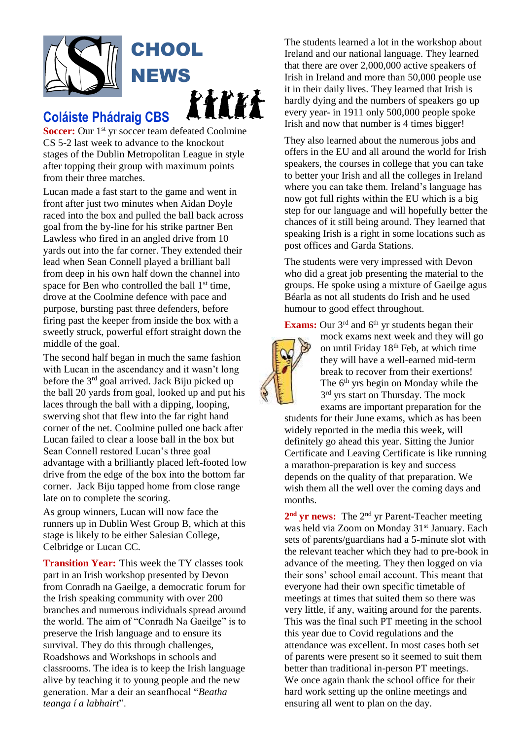# SCHOOL NEWS

## Coláiste Phádraig CBS

**Soccer:** Our 1st yr soccer team defeated Coolmine CS 5-2 last week to advance to the knockout stages of the Dublin Metropolitan League in style after topping their group with maximum points from their three matches.

Lucan made a fast start to the game and went in front after just two minutes when Aidan Doyle raced into the box and pulled the ball back across goal from the by-line for his strike partner Ben Lawless who fired in an angled drive from 10 yards out into the far corner. They extended their lead when Sean Connell played a brilliant ball from deep in his own half down the channel into space for Ben who controlled the ball 1st time, drove at the Coolmine defence with pace and purpose, bursting past three defenders, before firing past the keeper from inside the box with a sweetly struck, powerful effort straight down the middle of the goal.

The second half began in much the same fashion with Lucan in the ascendancy and it wasn't long before the 3rd goal arrived. Jack Biju picked up the ball 20 yards from goal, looked up and put his laces through the ball with a dipping, looping, swerving shot that flew into the far right hand corner of the net. Coolmine pulled one back after Lucan failed to clear a loose ball in the box but Sean Connell restored Lucan's three goal advantage with a brilliantly placed left-footed low drive from the edge of the box into the bottom far corner. Jack Biju tapped home from close range late on to complete the scoring.

As group winners, Lucan will now face the runners up in Dublin West Group B, which at this stage is likely to be either Salesian College, Celbridge or Lucan CC.

**Transition Year:** This week the TY classes took part in an Irish workshop presented by Devon from Conradh na Gaeilge, a democratic forum for the Irish speaking community with over 200 branches and numerous individuals spread around the world. The aim of "Conradh Na Gaeilge" is to preserve the Irish language and to ensure its survival. They do this through challenges, Roadshows and Workshops in schools and classrooms. The idea is to keep the Irish language alive by teaching it to young people and the new generation. Mar a deir an seanfhocal "*Beatha teanga í a labhairt*".

The students learned a lot in the workshop about Ireland and our national language. They learned that there are over 2,000,000 active speakers of Irish in Ireland and more than 50,000 people use it in their daily lives. They learned that Irish is hardly dying and the numbers of speakers go up every year- in 1911 only 500,000 people spoke Irish and now that number is 4 times bigger!

They also learned about the numerous jobs and offers in the EU and all around the world for Irish speakers, the courses in college that you can take to better your Irish and all the colleges in Ireland where you can take them. Ireland's language has now got full rights within the EU which is a big step for our language and will hopefully better the chances of it still being around. They learned that speaking Irish is a right in some locations such as post offices and Garda Stations.

The students were very impressed with Devon who did a great job presenting the material to the groups. He spoke using a mixture of Gaeilge agus Béarla as not all students do Irish and he used humour to good effect throughout.

**Exams:** Our 3rd and 6th yr students began their mock exams next week and they will go on until Friday 18th Feb, at which time they will have a well-earned mid-term break to recover from their exertions! The 6th yrs begin on Monday while the 3rd yrs start on Thursday. The mock exams are important preparation for the students for their June exams, which as has been widely reported in the media this week, will definitely go ahead this year. Sitting the Junior Certificate and Leaving Certificate is like running a marathon-preparation is key and success depends on the quality of that preparation. We wish them all the well over the coming days and months.

**2nd yr news:** The 2nd yr Parent-Teacher meeting was held via Zoom on Monday 31st January. Each sets of parents/guardians had a 5-minute slot with the relevant teacher which they had to pre-book in advance of the meeting. They then logged on via their sons' school email account. This meant that everyone had their own specific timetable of meetings at times that suited them so there was very little, if any, waiting around for the parents. This was the final such PT meeting in the school this year due to Covid regulations and the attendance was excellent. In most cases both set of parents were present so it seemed to suit them better than traditional in-person PT meetings. We once again thank the school office for their hard work setting up the online meetings and ensuring all went to plan on the day.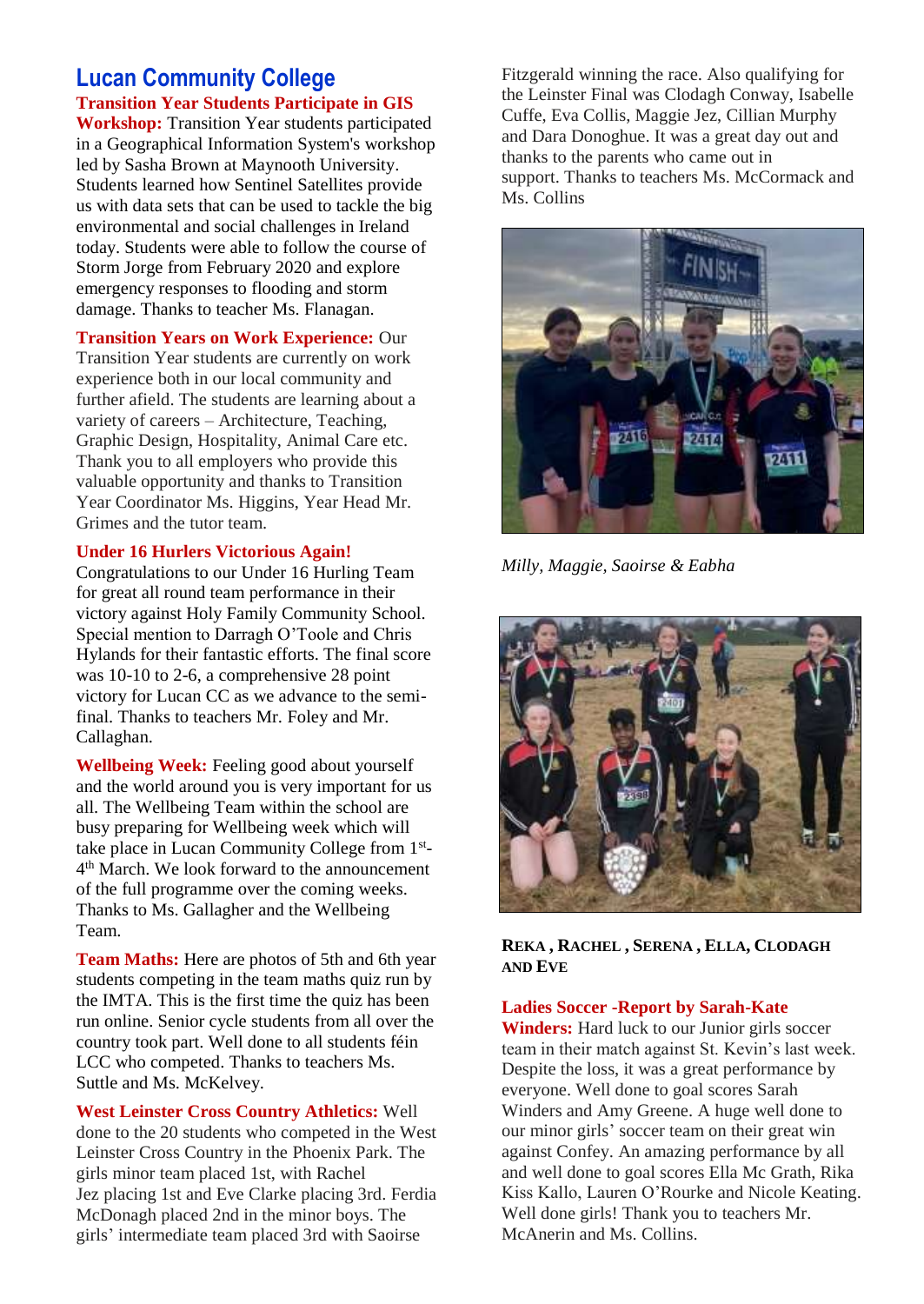## Lucan Community College

**Transition Year Students Participate in GIS Workshop:** Transition Year students participated in a Geographical Information System's workshop led by Sasha Brown at Maynooth University. Students learned how Sentinel Satellites provide us with data sets that can be used to tackle the big environmental and social challenges in Ireland today. Students were able to follow the course of Storm Jorge from February 2020 and explore emergency responses to flooding and storm damage. Thanks to teacher Ms. Flanagan.

**Transition Years on Work Experience:** Our Transition Year students are currently on work experience both in our local community and further afield. The students are learning about a variety of careers – Architecture, Teaching, Graphic Design, Hospitality, Animal Care etc. Thank you to all employers who provide this valuable opportunity and thanks to Transition Year Coordinator Ms. Higgins, Year Head Mr. Grimes and the tutor team.

**Under 16 Hurlers Victorious Again!**
Congratulations to our Under 16 Hurling Team for great all round team performance in their victory against Holy Family Community School. Special mention to Darragh O'Toole and Chris Hylands for their fantastic efforts. The final score was 10-10 to 2-6, a comprehensive 28 point victory for Lucan CC as we advance to the semi-final. Thanks to teachers Mr. Foley and Mr. Callaghan.

**Wellbeing Week:** Feeling good about yourself and the world around you is very important for us all. The Wellbeing Team within the school are busy preparing for Wellbeing week which will take place in Lucan Community College from 1st-4th March. We look forward to the announcement of the full programme over the coming weeks. Thanks to Ms. Gallagher and the Wellbeing Team.

**Team Maths:** Here are photos of 5th and 6th year students competing in the team maths quiz run by the IMTA. This is the first time the quiz has been run online. Senior cycle students from all over the country took part. Well done to all students féin LCC who competed. Thanks to teachers Ms. Suttle and Ms. McKelvey.

**West Leinster Cross Country Athletics:** Well done to the 20 students who competed in the West Leinster Cross Country in the Phoenix Park. The girls minor team placed 1st, with Rachel Jez placing 1st and Eve Clarke placing 3rd. Ferdia McDonagh placed 2nd in the minor boys. The girls' intermediate team placed 3rd with Saoirse Fitzgerald winning the race. Also qualifying for the Leinster Final was Clodagh Conway, Isabelle Cuffe, Eva Collis, Maggie Jez, Cillian Murphy and Dara Donoghue. It was a great day out and thanks to the parents who came out in support. Thanks to teachers Ms. McCormack and Ms. Collins

*Milly, Maggie, Saoirse & Eabha*

**Reka, Rachel, Serena, Ella, Clodagh and Eve**

**Ladies Soccer -Report by Sarah-Kate Winders:** Hard luck to our Junior girls soccer team in their match against St. Kevin's last week. Despite the loss, it was a great performance by everyone. Well done to goal scores Sarah Winders and Amy Greene. A huge well done to our minor girls' soccer team on their great win against Confey. An amazing performance by all and well done to goal scores Ella Mc Grath, Rika Kiss Kallo, Lauren O'Rourke and Nicole Keating. Well done girls! Thank you to teachers Mr. McAnerin and Ms. Collins.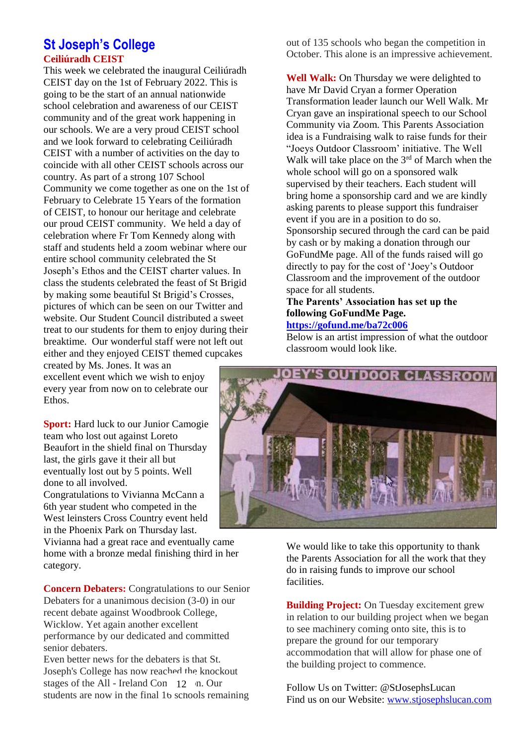# St Joseph's College

### Ceiliúradh CEIST

This week we celebrated the inaugural Ceiliúradh CEIST day on the 1st of February 2022. This is going to be the start of an annual nationwide school celebration and awareness of our CEIST community and of the great work happening in our schools. We are a very proud CEIST school and we look forward to celebrating Ceiliúradh CEIST with a number of activities on the day to coincide with all other CEIST schools across our country. As part of a strong 107 School Community we come together as one on the 1st of February to Celebrate 15 Years of the formation of CEIST, to honour our heritage and celebrate our proud CEIST community. We held a day of celebration where Fr Tom Kennedy along with staff and students held a zoom webinar where our entire school community celebrated the St Joseph's Ethos and the CEIST charter values. In class the students celebrated the feast of St Brigid by making some beautiful St Brigid's Crosses, pictures of which can be seen on our Twitter and website. Our Student Council distributed a sweet treat to our students for them to enjoy during their breaktime. Our wonderful staff were not left out either and they enjoyed CEIST themed cupcakes created by Ms. Jones. It was an excellent event which we wish to enjoy every year from now on to celebrate our Ethos.

**Sport:** Hard luck to our Junior Camogie team who lost out against Loreto Beaufort in the shield final on Thursday last, the girls gave it their all but eventually lost out by 5 points. Well done to all involved.
Congratulations to Vivianna McCann a 6th year student who competed in the West leinsters Cross Country event held in the Phoenix Park on Thursday last. Vivianna had a great race and eventually came home with a bronze medal finishing third in her category.

**Concern Debaters:** Congratulations to our Senior Debaters for a unanimous decision (3-0) in our recent debate against Woodbrook College, Wicklow. Yet again another excellent performance by our dedicated and committed senior debaters.
Even better news for the debaters is that St. Joseph's College has now reached the knockout stages of the All - Ireland Competition. Our students are now in the final 16 schools remaining out of 135 schools who began the competition in October. This alone is an impressive achievement.

**Well Walk:** On Thursday we were delighted to have Mr David Cryan a former Operation Transformation leader launch our Well Walk. Mr Cryan gave an inspirational speech to our School Community via Zoom. This Parents Association idea is a Fundraising walk to raise funds for their "Joeys Outdoor Classroom' initiative. The Well Walk will take place on the 3rd of March when the whole school will go on a sponsored walk supervised by their teachers. Each student will bring home a sponsorship card and we are kindly asking parents to please support this fundraiser event if you are in a position to do so. Sponsorship secured through the card can be paid by cash or by making a donation through our GoFundMe page. All of the funds raised will go directly to pay for the cost of 'Joey's Outdoor Classroom and the improvement of the outdoor space for all students.

**The Parents' Association has set up the following GoFundMe Page.**
**https://gofund.me/ba72c006**

Below is an artist impression of what the outdoor classroom would look like.

We would like to take this opportunity to thank the Parents Association for all the work that they do in raising funds to improve our school facilities.

**Building Project:** On Tuesday excitement grew in relation to our building project when we began to see machinery coming onto site, this is to prepare the ground for our temporary accommodation that will allow for phase one of the building project to commence.

Follow Us on Twitter: @StJosephsLucan
Find us on our Website: www.stjosephslucan.com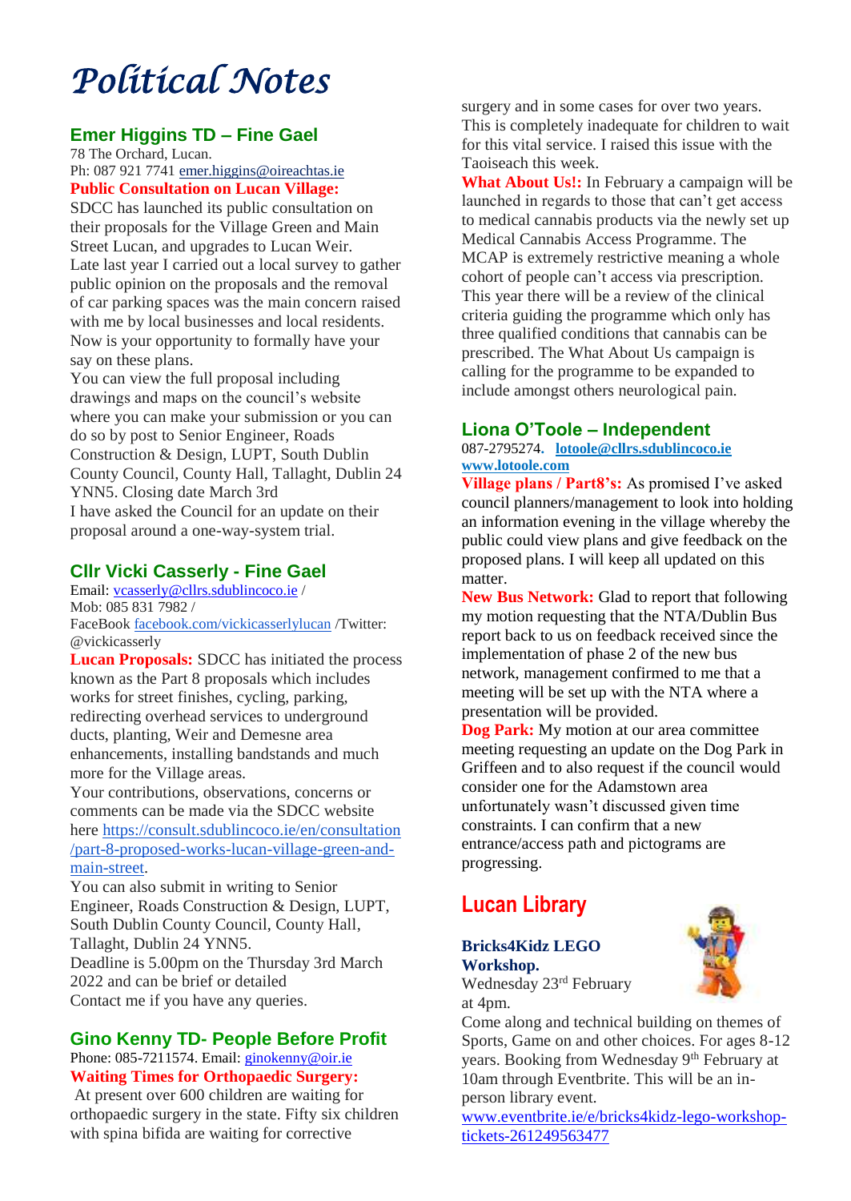# Political Notes

## Emer Higgins TD – Fine Gael

78 The Orchard, Lucan.
Ph: 087 921 7741 emer.higgins@oireachtas.ie

**Public Consultation on Lucan Village:**
SDCC has launched its public consultation on their proposals for the Village Green and Main Street Lucan, and upgrades to Lucan Weir.
Late last year I carried out a local survey to gather public opinion on the proposals and the removal of car parking spaces was the main concern raised with me by local businesses and local residents. Now is your opportunity to formally have your say on these plans.
You can view the full proposal including drawings and maps on the council's website where you can make your submission or you can do so by post to Senior Engineer, Roads Construction & Design, LUPT, South Dublin County Council, County Hall, Tallaght, Dublin 24 YNN5. Closing date March 3rd
I have asked the Council for an update on their proposal around a one-way-system trial.

## Cllr Vicki Casserly - Fine Gael

Email: vcasserly@cllrs.sdublincoco.ie /
Mob: 085 831 7982 /
FaceBook facebook.com/vickicasserlylucan /Twitter: @vickicasserly

**Lucan Proposals:** SDCC has initiated the process known as the Part 8 proposals which includes works for street finishes, cycling, parking, redirecting overhead services to underground ducts, planting, Weir and Demesne area enhancements, installing bandstands and much more for the Village areas.
Your contributions, observations, concerns or comments can be made via the SDCC website here https://consult.sdublincoco.ie/en/consultation/part-8-proposed-works-lucan-village-green-and-main-street.
You can also submit in writing to Senior Engineer, Roads Construction & Design, LUPT, South Dublin County Council, County Hall, Tallaght, Dublin 24 YNN5.
Deadline is 5.00pm on the Thursday 3rd March 2022 and can be brief or detailed
Contact me if you have any queries.

## Gino Kenny TD- People Before Profit

Phone: 085-7211574. Email: ginokenny@oir.ie

**Waiting Times for Orthopaedic Surgery:**
At present over 600 children are waiting for orthopaedic surgery in the state. Fifty six children with spina bifida are waiting for corrective surgery and in some cases for over two years. This is completely inadequate for children to wait for this vital service. I raised this issue with the Taoiseach this week.

**What About Us!:** In February a campaign will be launched in regards to those that can't get access to medical cannabis products via the newly set up Medical Cannabis Access Programme. The MCAP is extremely restrictive meaning a whole cohort of people can't access via prescription. This year there will be a review of the clinical criteria guiding the programme which only has three qualified conditions that cannabis can be prescribed. The What About Us campaign is calling for the programme to be expanded to include amongst others neurological pain.

## Liona O'Toole – Independent

087-2795274. **lotoole@cllrs.sdublincoco.ie**
**www.lotoole.com**

**Village plans / Part8's:** As promised I've asked council planners/management to look into holding an information evening in the village whereby the public could view plans and give feedback on the proposed plans. I will keep all updated on this matter.

**New Bus Network:** Glad to report that following my motion requesting that the NTA/Dublin Bus report back to us on feedback received since the implementation of phase 2 of the new bus network, management confirmed to me that a meeting will be set up with the NTA where a presentation will be provided.

**Dog Park:** My motion at our area committee meeting requesting an update on the Dog Park in Griffeen and to also request if the council would consider one for the Adamstown area unfortunately wasn't discussed given time constraints. I can confirm that a new entrance/access path and pictograms are progressing.

# Lucan Library

**Bricks4Kidz LEGO Workshop.**
Wednesday 23rd February at 4pm.
Come along and technical building on themes of Sports, Game on and other choices. For ages 8-12 years. Booking from Wednesday 9th February at 10am through Eventbrite. This will be an in-person library event.
www.eventbrite.ie/e/bricks4kidz-lego-workshop-tickets-261249563477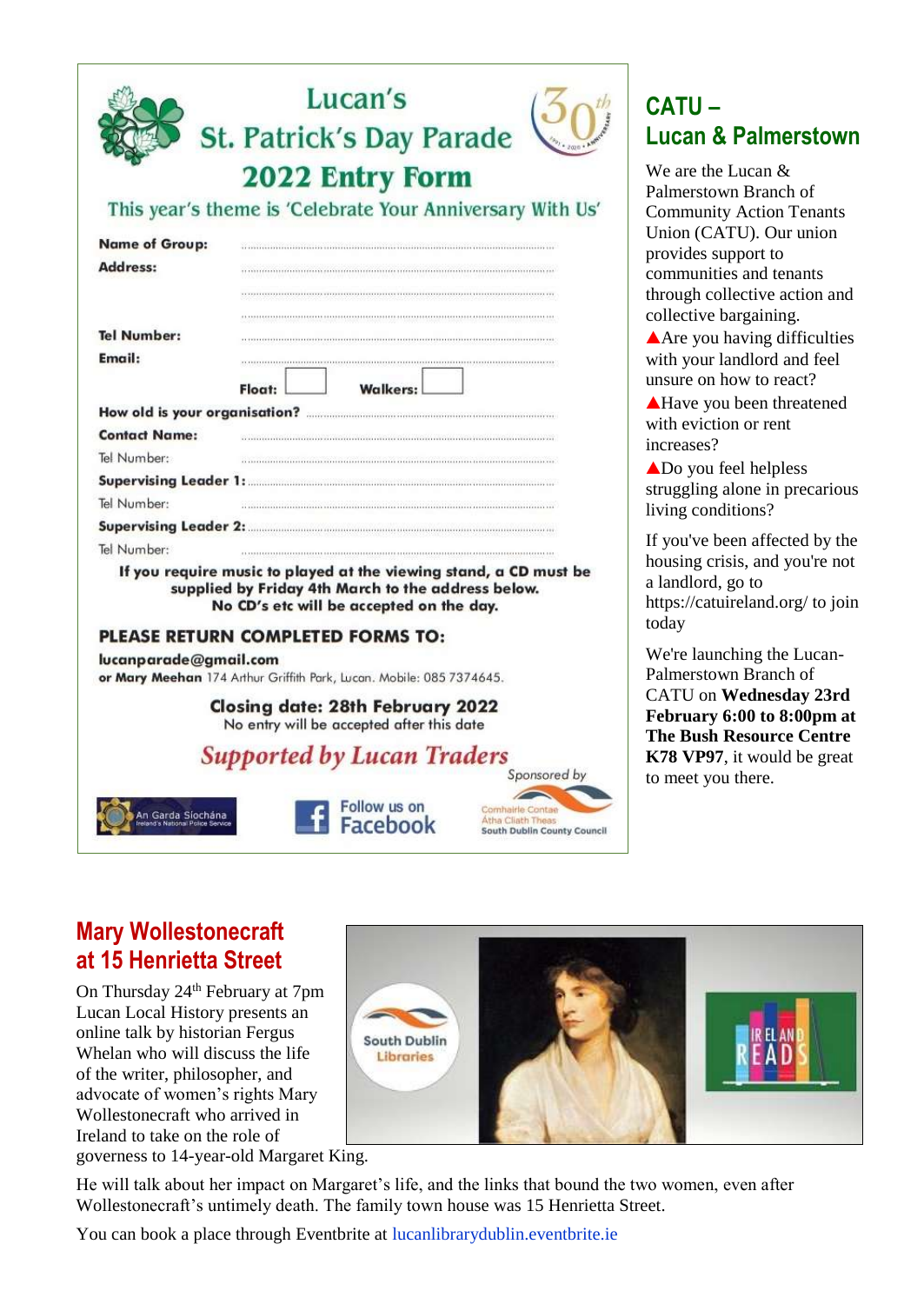# Lucan's St. Patrick's Day Parade 2022 Entry Form

This year's theme is 'Celebrate Your Anniversary With Us'

**Name of Group:** ................................................

**Address:** ................................................

................................................

................................................

**Tel Number:** ................................................

**Email:** ................................................

**Float:** ☐ **Walkers:** ☐

**How old is your organisation?** ................................................

**Contact Name:** ................................................

Tel Number: ................................................

**Supervising Leader 1:** ................................................

Tel Number: ................................................

**Supervising Leader 2:** ................................................

Tel Number: ................................................

**If you require music to played at the viewing stand, a CD must be supplied by Friday 4th March to the address below. No CD's etc will be accepted on the day.**

**PLEASE RETURN COMPLETED FORMS TO:**

**lucanparade@gmail.com**

**or Mary Meehan** 174 Arthur Griffith Park, Lucan. Mobile: 085 7374645.

**Closing date: 28th February 2022**

No entry will be accepted after this date

***Supported by Lucan Traders***

Sponsored by Comhairle Contae Átha Cliath Theas South Dublin County Council

An Garda Síochána – Ireland's National Police Service

Follow us on Facebook

## CATU – Lucan & Palmerstown

We are the Lucan & Palmerstown Branch of Community Action Tenants Union (CATU). Our union provides support to communities and tenants through collective action and collective bargaining.

▲Are you having difficulties with your landlord and feel unsure on how to react?

▲Have you been threatened with eviction or rent increases?

▲Do you feel helpless struggling alone in precarious living conditions?

If you've been affected by the housing crisis, and you're not a landlord, go to https://catuireland.org/ to join today

We're launching the Lucan-Palmerstown Branch of CATU on **Wednesday 23rd February 6:00 to 8:00pm at The Bush Resource Centre K78 VP97**, it would be great to meet you there.

## Mary Wollestonecraft at 15 Henrietta Street

On Thursday 24th February at 7pm Lucan Local History presents an online talk by historian Fergus Whelan who will discuss the life of the writer, philosopher, and advocate of women's rights Mary Wollestonecraft who arrived in Ireland to take on the role of governess to 14-year-old Margaret King.

He will talk about her impact on Margaret's life, and the links that bound the two women, even after Wollestonecraft's untimely death. The family town house was 15 Henrietta Street.

You can book a place through Eventbrite at lucanlibrarydublin.eventbrite.ie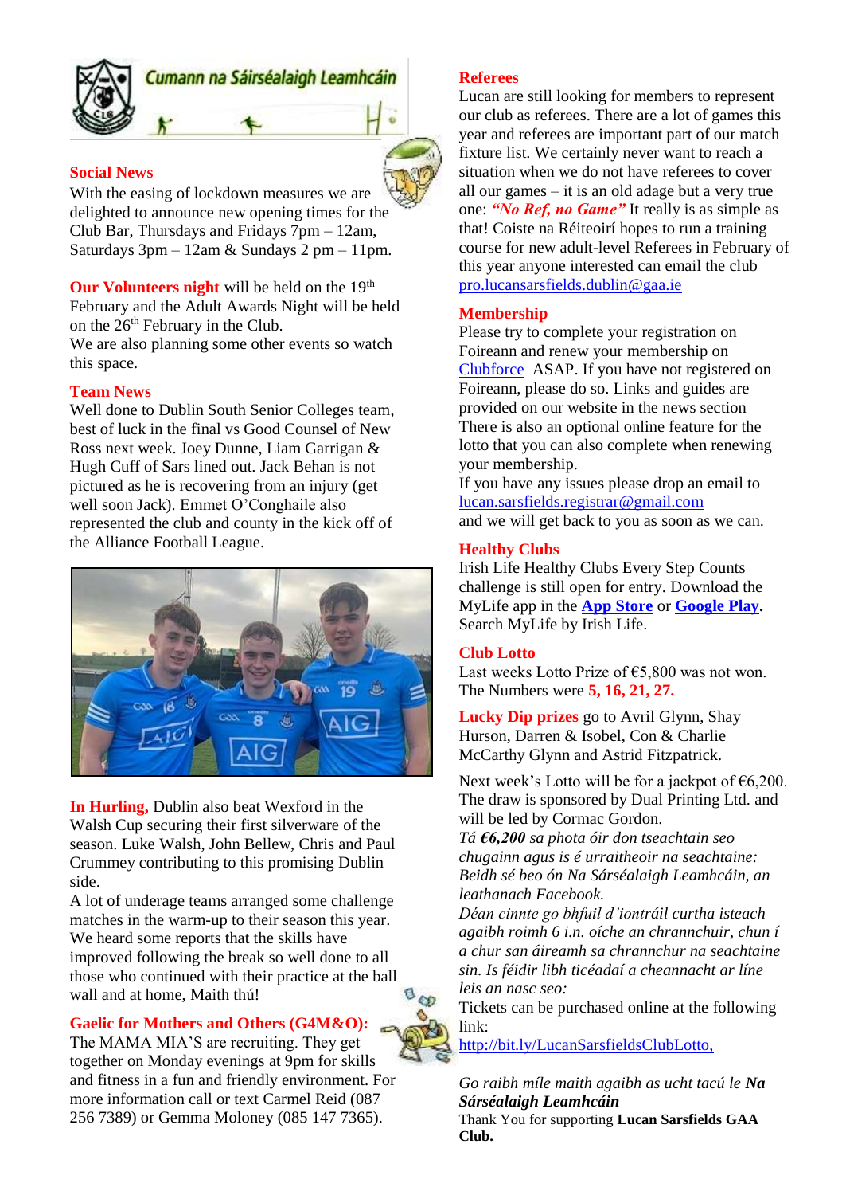Cumann na Sáirséalaigh Leamhcáin

## Social News

With the easing of lockdown measures we are delighted to announce new opening times for the Club Bar, Thursdays and Fridays 7pm – 12am, Saturdays 3pm – 12am & Sundays 2 pm – 11pm.

**Our Volunteers night** will be held on the 19th February and the Adult Awards Night will be held on the 26th February in the Club.
We are also planning some other events so watch this space.

## Team News

Well done to Dublin South Senior Colleges team, best of luck in the final vs Good Counsel of New Ross next week. Joey Dunne, Liam Garrigan & Hugh Cuff of Sars lined out. Jack Behan is not pictured as he is recovering from an injury (get well soon Jack). Emmet O'Conghaile also represented the club and county in the kick off of the Alliance Football League.

**In Hurling,** Dublin also beat Wexford in the Walsh Cup securing their first silverware of the season. Luke Walsh, John Bellew, Chris and Paul Crummey contributing to this promising Dublin side.
A lot of underage teams arranged some challenge matches in the warm-up to their season this year. We heard some reports that the skills have improved following the break so well done to all those who continued with their practice at the ball wall and at home, Maith thú!

## Gaelic for Mothers and Others (G4M&O):

The MAMA MIA'S are recruiting. They get together on Monday evenings at 9pm for skills and fitness in a fun and friendly environment. For more information call or text Carmel Reid (087 256 7389) or Gemma Moloney (085 147 7365).

## Referees

Lucan are still looking for members to represent our club as referees. There are a lot of games this year and referees are important part of our match fixture list. We certainly never want to reach a situation when we do not have referees to cover all our games – it is an old adage but a very true one: ***"No Ref, no Game"*** It really is as simple as that! Coiste na Réiteoirí hopes to run a training course for new adult-level Referees in February of this year anyone interested can email the club pro.lucansarsfields.dublin@gaa.ie

## Membership

Please try to complete your registration on Foireann and renew your membership on Clubforce ASAP. If you have not registered on Foireann, please do so. Links and guides are provided on our website in the news section
There is also an optional online feature for the lotto that you can also complete when renewing your membership.
If you have any issues please drop an email to lucan.sarsfields.registrar@gmail.com
and we will get back to you as soon as we can.

## Healthy Clubs

Irish Life Healthy Clubs Every Step Counts challenge is still open for entry. Download the MyLife app in the **App Store** or **Google Play**. Search MyLife by Irish Life.

## Club Lotto

Last weeks Lotto Prize of €5,800 was not won. The Numbers were **5, 16, 21, 27.**

**Lucky Dip prizes** go to Avril Glynn, Shay Hurson, Darren & Isobel, Con & Charlie McCarthy Glynn and Astrid Fitzpatrick.

Next week's Lotto will be for a jackpot of €6,200. The draw is sponsored by Dual Printing Ltd. and will be led by Cormac Gordon.
*Tá **€6,200** sa photа óir don tseachtain seo chugainn agus is é urraitheoir na seachtaine: Beidh sé beo ón Na Sárséalaigh Leamhcáin, an leathanach Facebook.*
*Déan cinnte go bhfuil d'iontráil curtha isteach agaibh roimh 6 i.n. oíche an chrannchuir, chun í a chur san áireamh sa chrannchur na seachtaine sin. Is féidir libh ticéadaí a cheannacht ar líne leis an nasc seo:*
Tickets can be purchased online at the following link:
http://bit.ly/LucanSarsfieldsClubLotto,

*Go raibh míle maith agaibh as ucht tacú le **Na Sárséalaigh Leamhcáin***
Thank You for supporting **Lucan Sarsfields GAA Club.**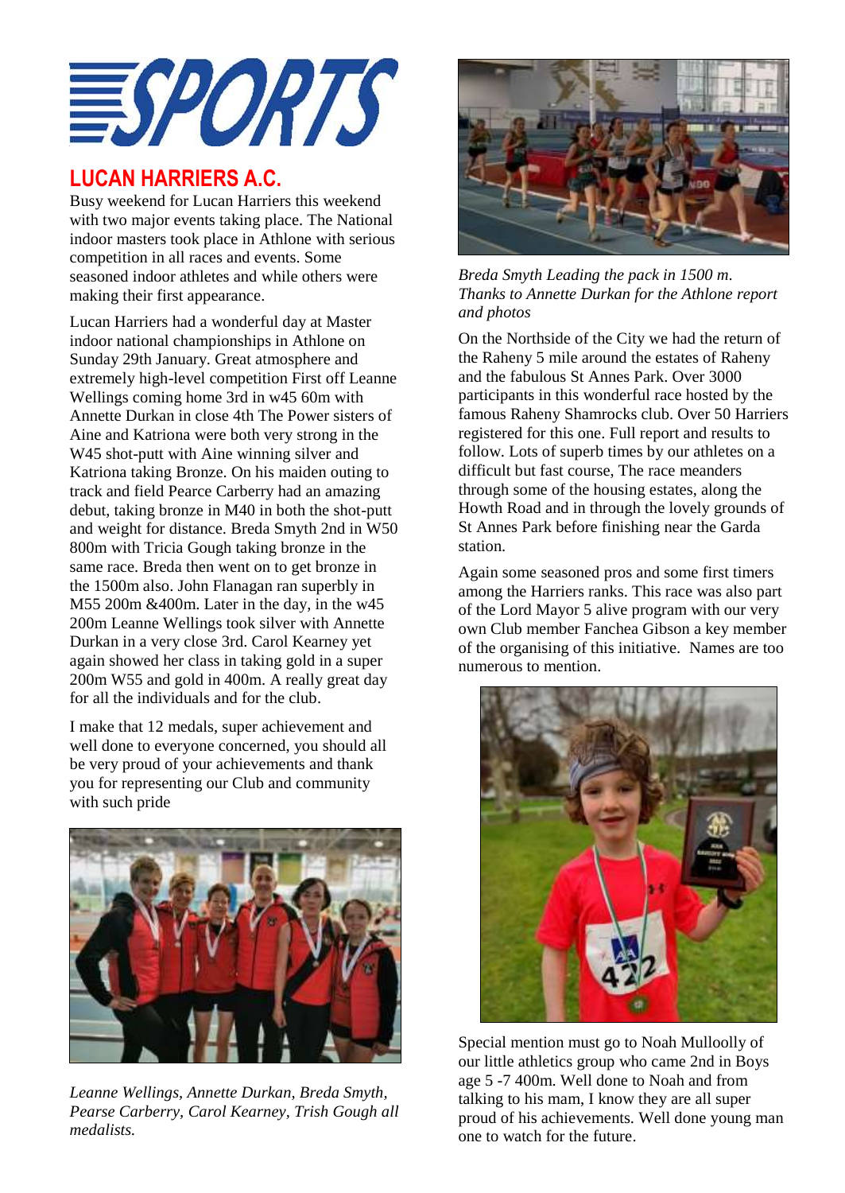# SPORTS

## LUCAN HARRIERS A.C.

Busy weekend for Lucan Harriers this weekend with two major events taking place. The National indoor masters took place in Athlone with serious competition in all races and events. Some seasoned indoor athletes and while others were making their first appearance.

Lucan Harriers had a wonderful day at Master indoor national championships in Athlone on Sunday 29th January. Great atmosphere and extremely high-level competition First off Leanne Wellings coming home 3rd in w45 60m with Annette Durkan in close 4th The Power sisters of Aine and Katriona were both very strong in the W45 shot-putt with Aine winning silver and Katriona taking Bronze. On his maiden outing to track and field Pearce Carberry had an amazing debut, taking bronze in M40 in both the shot-putt and weight for distance. Breda Smyth 2nd in W50 800m with Tricia Gough taking bronze in the same race. Breda then went on to get bronze in the 1500m also. John Flanagan ran superbly in M55 200m &400m. Later in the day, in the w45 200m Leanne Wellings took silver with Annette Durkan in a very close 3rd. Carol Kearney yet again showed her class in taking gold in a super 200m W55 and gold in 400m. A really great day for all the individuals and for the club.

I make that 12 medals, super achievement and well done to everyone concerned, you should all be very proud of your achievements and thank you for representing our Club and community with such pride

*Leanne Wellings, Annette Durkan, Breda Smyth, Pearse Carberry, Carol Kearney, Trish Gough all medalists.*

*Breda Smyth Leading the pack in 1500 m. Thanks to Annette Durkan for the Athlone report and photos*

On the Northside of the City we had the return of the Raheny 5 mile around the estates of Raheny and the fabulous St Annes Park. Over 3000 participants in this wonderful race hosted by the famous Raheny Shamrocks club. Over 50 Harriers registered for this one. Full report and results to follow. Lots of superb times by our athletes on a difficult but fast course, The race meanders through some of the housing estates, along the Howth Road and in through the lovely grounds of St Annes Park before finishing near the Garda station.

Again some seasoned pros and some first timers among the Harriers ranks. This race was also part of the Lord Mayor 5 alive program with our very own Club member Fanchea Gibson a key member of the organising of this initiative. Names are too numerous to mention.

Special mention must go to Noah Mulloolly of our little athletics group who came 2nd in Boys age 5 -7 400m. Well done to Noah and from talking to his mam, I know they are all super proud of his achievements. Well done young man one to watch for the future.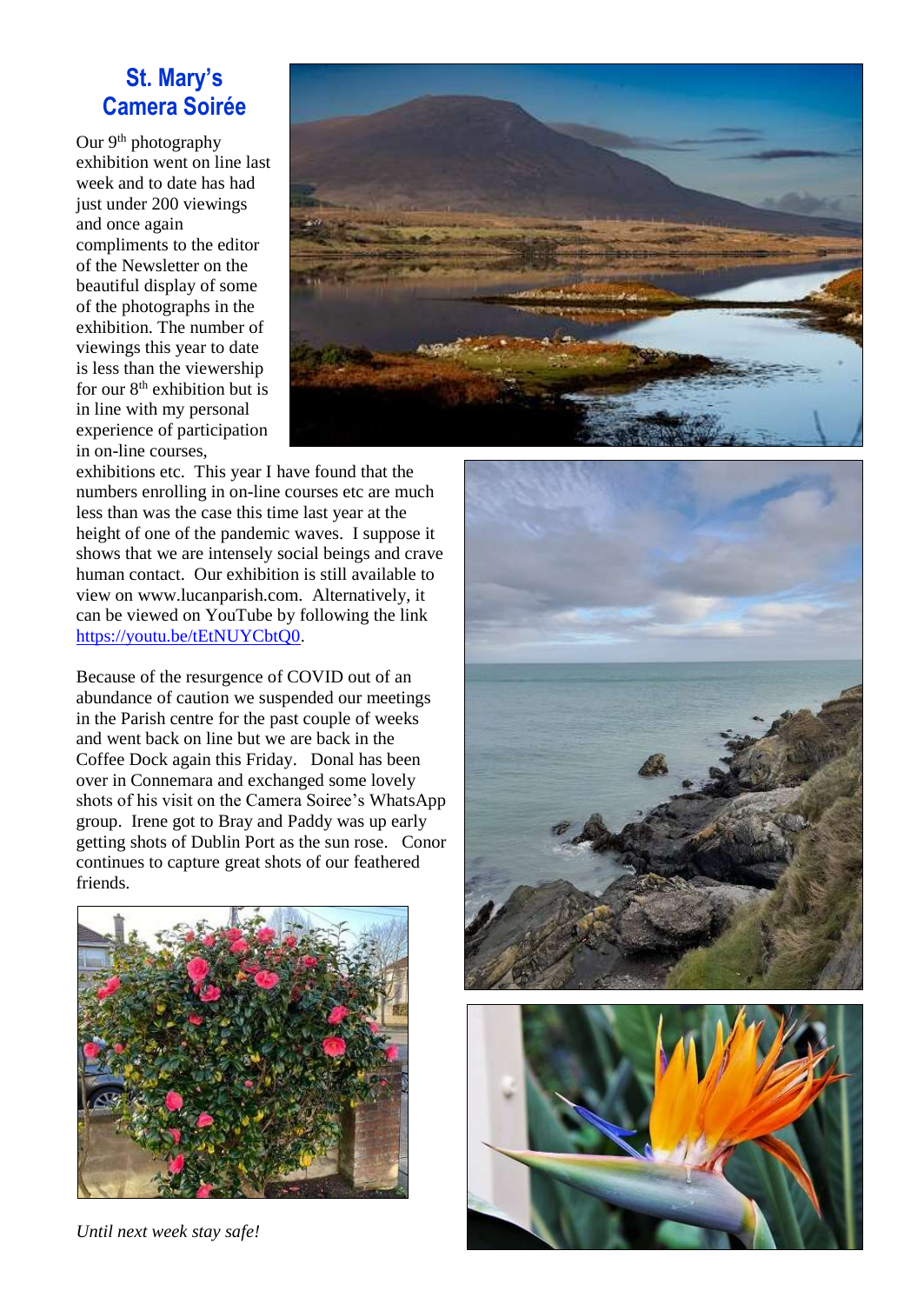## St. Mary's Camera Soirée

Our 9th photography exhibition went on line last week and to date has had just under 200 viewings and once again compliments to the editor of the Newsletter on the beautiful display of some of the photographs in the exhibition. The number of viewings this year to date is less than the viewership for our 8th exhibition but is in line with my personal experience of participation in on-line courses, exhibitions etc. This year I have found that the numbers enrolling in on-line courses etc are much less than was the case this time last year at the height of one of the pandemic waves. I suppose it shows that we are intensely social beings and crave human contact. Our exhibition is still available to view on www.lucanparish.com. Alternatively, it can be viewed on YouTube by following the link https://youtu.be/tEtNUYCbtQ0.

Because of the resurgence of COVID out of an abundance of caution we suspended our meetings in the Parish centre for the past couple of weeks and went back on line but we are back in the Coffee Dock again this Friday. Donal has been over in Connemara and exchanged some lovely shots of his visit on the Camera Soiree's WhatsApp group. Irene got to Bray and Paddy was up early getting shots of Dublin Port as the sun rose. Conor continues to capture great shots of our feathered friends.

*Until next week stay safe!*